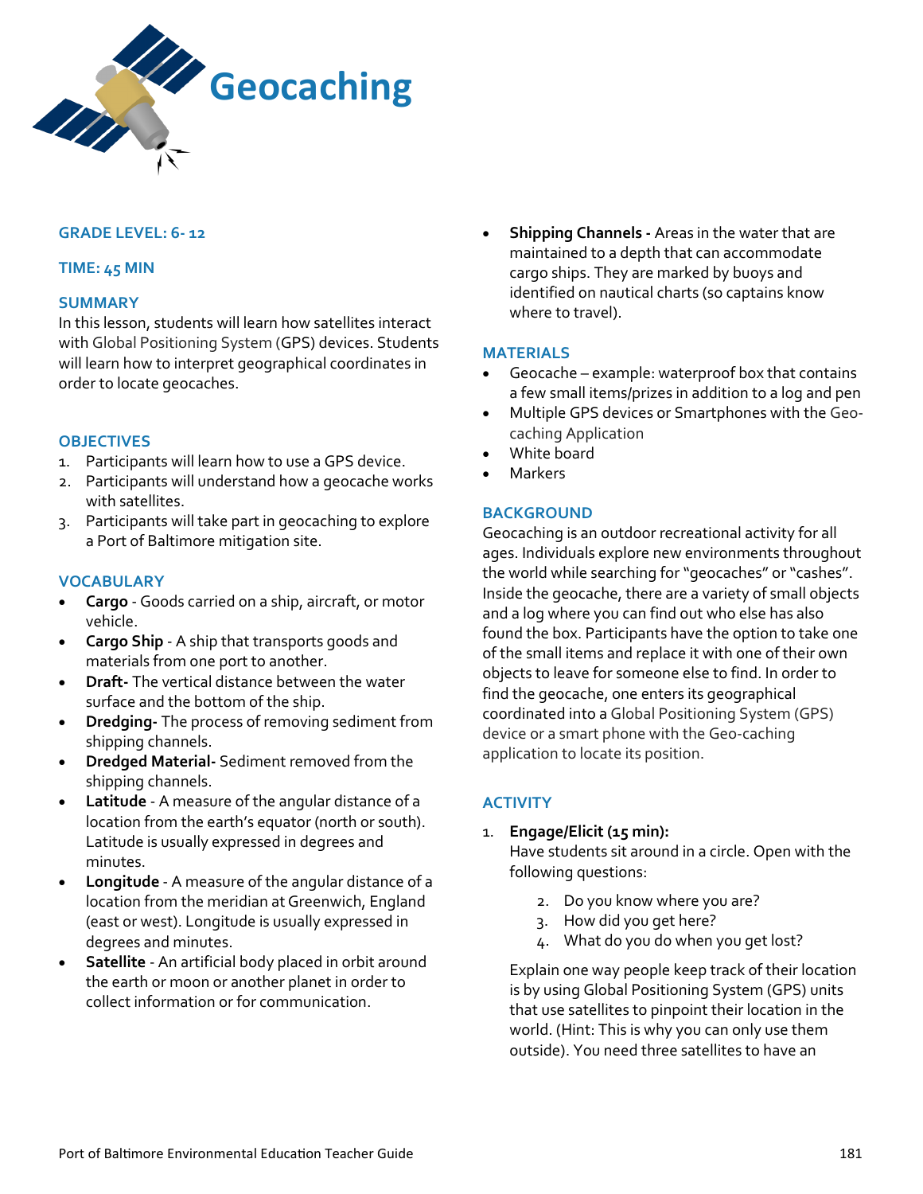# Geocaching

## GRADE LEVEL: 6- 12

## TIME: 45 MIN

## SUMMARY

In this lesson, students will learn how satellites interact with Global Positioning System (GPS) devices. Students will learn how to interpret geographical coordinates in order to locate geocaches.

## OBJECTIVES

1. Participants will learn how to use a GPS device.
2. Participants will understand how a geocache works with satellites.
3. Participants will take part in geocaching to explore a Port of Baltimore mitigation site.

## VOCABULARY

- **Cargo** - Goods carried on a ship, aircraft, or motor vehicle.
- **Cargo Ship** - A ship that transports goods and materials from one port to another.
- **Draft-** The vertical distance between the water surface and the bottom of the ship.
- **Dredging-** The process of removing sediment from shipping channels.
- **Dredged Material-** Sediment removed from the shipping channels.
- **Latitude** - A measure of the angular distance of a location from the earth's equator (north or south). Latitude is usually expressed in degrees and minutes.
- **Longitude** - A measure of the angular distance of a location from the meridian at Greenwich, England (east or west). Longitude is usually expressed in degrees and minutes.
- **Satellite** - An artificial body placed in orbit around the earth or moon or another planet in order to collect information or for communication.
- **Shipping Channels -** Areas in the water that are maintained to a depth that can accommodate cargo ships. They are marked by buoys and identified on nautical charts (so captains know where to travel).

## MATERIALS

- Geocache – example: waterproof box that contains a few small items/prizes in addition to a log and pen
- Multiple GPS devices or Smartphones with the Geo-caching Application
- White board
- Markers

## BACKGROUND

Geocaching is an outdoor recreational activity for all ages. Individuals explore new environments throughout the world while searching for "geocaches" or "cashes". Inside the geocache, there are a variety of small objects and a log where you can find out who else has also found the box. Participants have the option to take one of the small items and replace it with one of their own objects to leave for someone else to find. In order to find the geocache, one enters its geographical coordinated into a Global Positioning System (GPS) device or a smart phone with the Geo-caching application to locate its position.

## ACTIVITY

1. **Engage/Elicit (15 min):**
   Have students sit around in a circle. Open with the following questions:

   2. Do you know where you are?
   3. How did you get here?
   4. What do you do when you get lost?

   Explain one way people keep track of their location is by using Global Positioning System (GPS) units that use satellites to pinpoint their location in the world. (Hint: This is why you can only use them outside). You need three satellites to have an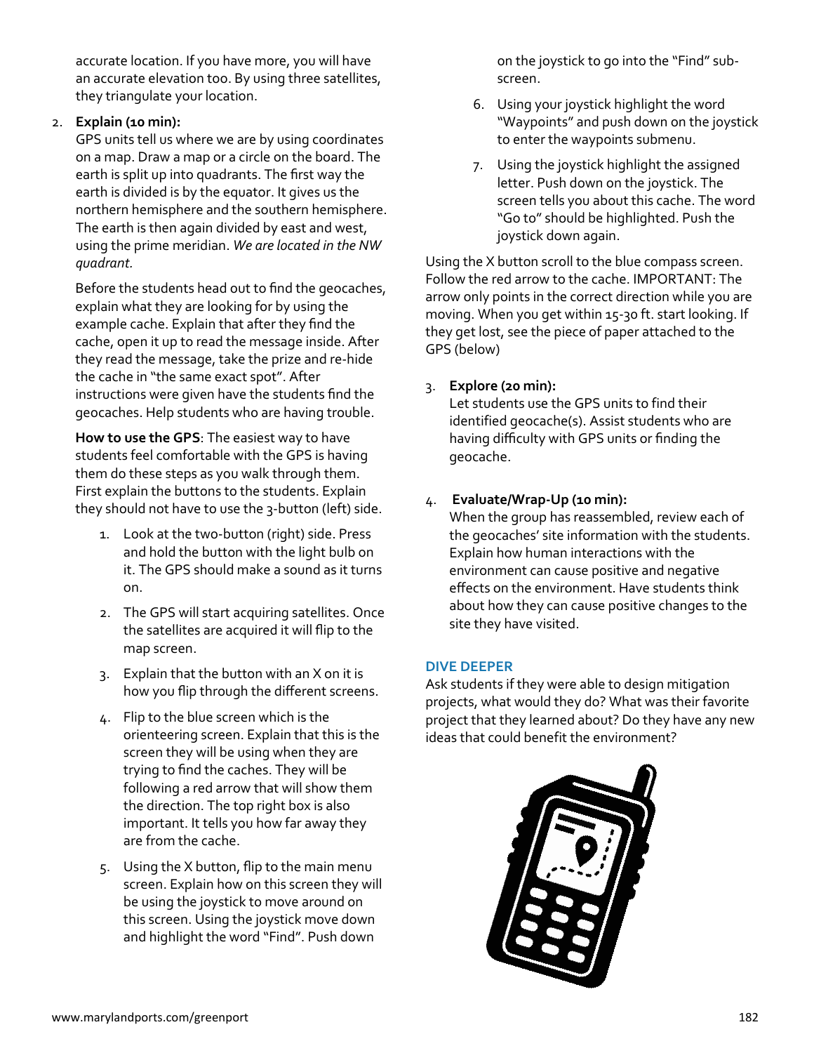accurate location. If you have more, you will have an accurate elevation too. By using three satellites, they triangulate your location.

2. **Explain (10 min):**
   GPS units tell us where we are by using coordinates on a map. Draw a map or a circle on the board. The earth is split up into quadrants. The first way the earth is divided is by the equator. It gives us the northern hemisphere and the southern hemisphere. The earth is then again divided by east and west, using the prime meridian. *We are located in the NW quadrant.*

   Before the students head out to find the geocaches, explain what they are looking for by using the example cache. Explain that after they find the cache, open it up to read the message inside. After they read the message, take the prize and re-hide the cache in "the same exact spot". After instructions were given have the students find the geocaches. Help students who are having trouble.

   **How to use the GPS**: The easiest way to have students feel comfortable with the GPS is having them do these steps as you walk through them. First explain the buttons to the students. Explain they should not have to use the 3-button (left) side.

   1. Look at the two-button (right) side. Press and hold the button with the light bulb on it. The GPS should make a sound as it turns on.
   2. The GPS will start acquiring satellites. Once the satellites are acquired it will flip to the map screen.
   3. Explain that the button with an X on it is how you flip through the different screens.
   4. Flip to the blue screen which is the orienteering screen. Explain that this is the screen they will be using when they are trying to find the caches. They will be following a red arrow that will show them the direction. The top right box is also important. It tells you how far away they are from the cache.
   5. Using the X button, flip to the main menu screen. Explain how on this screen they will be using the joystick to move around on this screen. Using the joystick move down and highlight the word "Find". Push down on the joystick to go into the "Find" sub-screen.
   6. Using your joystick highlight the word "Waypoints" and push down on the joystick to enter the waypoints submenu.
   7. Using the joystick highlight the assigned letter. Push down on the joystick. The screen tells you about this cache. The word "Go to" should be highlighted. Push the joystick down again.

   Using the X button scroll to the blue compass screen. Follow the red arrow to the cache. IMPORTANT: The arrow only points in the correct direction while you are moving. When you get within 15-30 ft. start looking. If they get lost, see the piece of paper attached to the GPS (below)

3. **Explore (20 min):**
   Let students use the GPS units to find their identified geocache(s). Assist students who are having difficulty with GPS units or finding the geocache.

4. **Evaluate/Wrap-Up (10 min):**
   When the group has reassembled, review each of the geocaches' site information with the students. Explain how human interactions with the environment can cause positive and negative effects on the environment. Have students think about how they can cause positive changes to the site they have visited.

## DIVE DEEPER

Ask students if they were able to design mitigation projects, what would they do? What was their favorite project that they learned about? Do they have any new ideas that could benefit the environment?